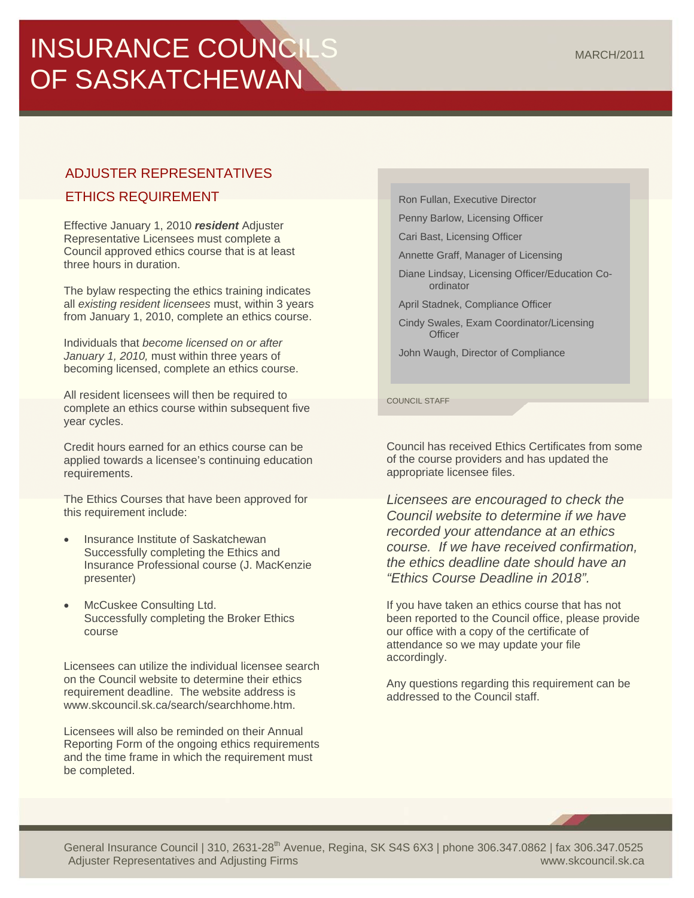# INSURANCE COUNCILS OF SASKATCHEWAN

MARCH/2011

## ADJUSTER REPRESENTATIVES

## ETHICS REQUIREMENT

Effective January 1, 2010 ***resident*** Adjuster Representative Licensees must complete a Council approved ethics course that is at least three hours in duration.

The bylaw respecting the ethics training indicates all *existing resident licensees* must, within 3 years from January 1, 2010, complete an ethics course.

Individuals that *become licensed on or after January 1, 2010,* must within three years of becoming licensed, complete an ethics course.

All resident licensees will then be required to complete an ethics course within subsequent five year cycles.

Credit hours earned for an ethics course can be applied towards a licensee's continuing education requirements.

The Ethics Courses that have been approved for this requirement include:

- Insurance Institute of Saskatchewan
  Successfully completing the Ethics and Insurance Professional course (J. MacKenzie presenter)
- McCuskee Consulting Ltd.
  Successfully completing the Broker Ethics course

Licensees can utilize the individual licensee search on the Council website to determine their ethics requirement deadline. The website address is www.skcouncil.sk.ca/search/searchhome.htm.

Licensees will also be reminded on their Annual Reporting Form of the ongoing ethics requirements and the time frame in which the requirement must be completed.

Ron Fullan, Executive Director

Penny Barlow, Licensing Officer

Cari Bast, Licensing Officer

Annette Graff, Manager of Licensing

Diane Lindsay, Licensing Officer/Education Co-ordinator

April Stadnek, Compliance Officer

Cindy Swales, Exam Coordinator/Licensing Officer

John Waugh, Director of Compliance

COUNCIL STAFF

Council has received Ethics Certificates from some of the course providers and has updated the appropriate licensee files.

*Licensees are encouraged to check the Council website to determine if we have recorded your attendance at an ethics course. If we have received confirmation, the ethics deadline date should have an "Ethics Course Deadline in 2018".*

If you have taken an ethics course that has not been reported to the Council office, please provide our office with a copy of the certificate of attendance so we may update your file accordingly.

Any questions regarding this requirement can be addressed to the Council staff.

General Insurance Council | 310, 2631-28th Avenue, Regina, SK S4S 6X3 | phone 306.347.0862 | fax 306.347.0525
Adjuster Representatives and Adjusting Firms www.skcouncil.sk.ca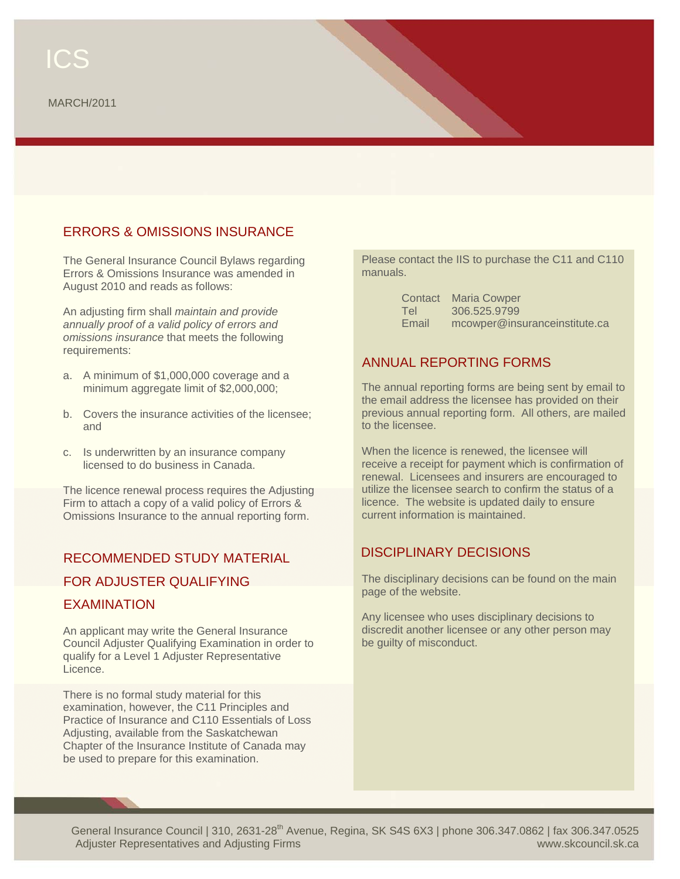ICS

MARCH/2011

## ERRORS & OMISSIONS INSURANCE

The General Insurance Council Bylaws regarding Errors & Omissions Insurance was amended in August 2010 and reads as follows:

An adjusting firm shall *maintain and provide annually proof of a valid policy of errors and omissions insurance* that meets the following requirements:

a. A minimum of $1,000,000 coverage and a minimum aggregate limit of $2,000,000;

b. Covers the insurance activities of the licensee; and

c. Is underwritten by an insurance company licensed to do business in Canada.

The licence renewal process requires the Adjusting Firm to attach a copy of a valid policy of Errors & Omissions Insurance to the annual reporting form.

## RECOMMENDED STUDY MATERIAL FOR ADJUSTER QUALIFYING EXAMINATION

An applicant may write the General Insurance Council Adjuster Qualifying Examination in order to qualify for a Level 1 Adjuster Representative Licence.

There is no formal study material for this examination, however, the C11 Principles and Practice of Insurance and C110 Essentials of Loss Adjusting, available from the Saskatchewan Chapter of the Insurance Institute of Canada may be used to prepare for this examination.

Please contact the IIS to purchase the C11 and C110 manuals.

| | |
|---|---|
| Contact | Maria Cowper |
| Tel | 306.525.9799 |
| Email | mcowper@insuranceinstitute.ca |

## ANNUAL REPORTING FORMS

The annual reporting forms are being sent by email to the email address the licensee has provided on their previous annual reporting form. All others, are mailed to the licensee.

When the licence is renewed, the licensee will receive a receipt for payment which is confirmation of renewal. Licensees and insurers are encouraged to utilize the licensee search to confirm the status of a licence. The website is updated daily to ensure current information is maintained.

## DISCIPLINARY DECISIONS

The disciplinary decisions can be found on the main page of the website.

Any licensee who uses disciplinary decisions to discredit another licensee or any other person may be guilty of misconduct.

General Insurance Council | 310, 2631-28th Avenue, Regina, SK S4S 6X3 | phone 306.347.0862 | fax 306.347.0525
Adjuster Representatives and Adjusting Firms www.skcouncil.sk.ca